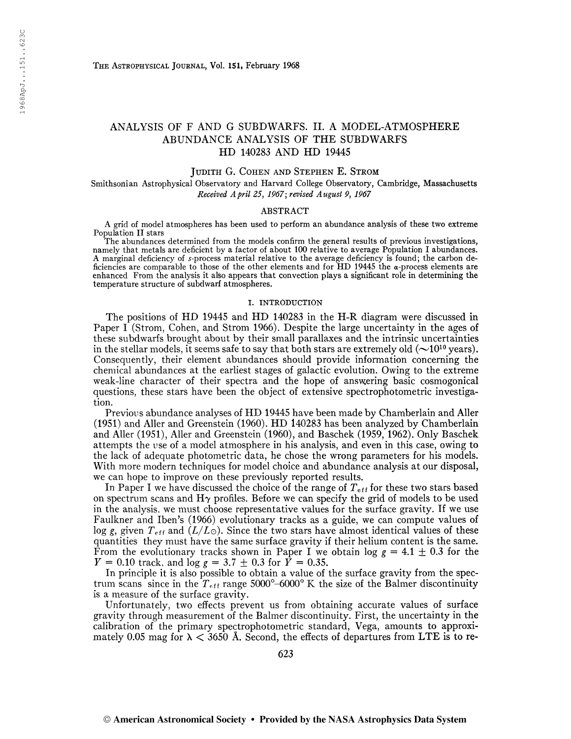# ANALYSIS OF F AND G SUBDWARFS. II. A MODEL-ATMOSPHERE ABUNDANCE ANALYSIS OF THE SUBDWARFS HD 140283 AND HD 19445

JUDITH G. COHEN AND STEPHEN E. STROM

Smithsonian Astrophysical Observatory and Harvard College Observatory, Cambridge, Massachusetts

*Received April 25, 1967; revised August 9, 1967*

## ABSTRACT

A grid of model atmospheres has been used to perform an abundance analysis of these two extreme Population II stars

The abundances determined from the models confirm the general results of previous investigations, namely that metals are deficient by a factor of about 100 relative to average Population I abundances. A marginal deficiency of *s*-process material relative to the average deficiency is found; the carbon deficiencies are comparable to those of the other elements and for HD 19445 the $\alpha$-process elements are enhanced From the analysis it also appears that convection plays a significant role in determining the temperature structure of subdwarf atmospheres.

## I. INTRODUCTION

The positions of HD 19445 and HD 140283 in the H-R diagram were discussed in Paper I (Strom, Cohen, and Strom 1966). Despite the large uncertainty in the ages of these subdwarfs brought about by their small parallaxes and the intrinsic uncertainties in the stellar models, it seems safe to say that both stars are extremely old ($\sim 10^{10}$ years). Consequently, their element abundances should provide information concerning the chemical abundances at the earliest stages of galactic evolution. Owing to the extreme weak-line character of their spectra and the hope of answering basic cosmogonical questions, these stars have been the object of extensive spectrophotometric investigation.

Previous abundance analyses of HD 19445 have been made by Chamberlain and Aller (1951) and Aller and Greenstein (1960). HD 140283 has been analyzed by Chamberlain and Aller (1951), Aller and Greenstein (1960), and Baschek (1959, 1962). Only Baschek attempts the use of a model atmosphere in his analysis, and even in this case, owing to the lack of adequate photometric data, he chose the wrong parameters for his models. With more modern techniques for model choice and abundance analysis at our disposal, we can hope to improve on these previously reported results.

In Paper I we have discussed the choice of the range of $T_{eff}$ for these two stars based on spectrum scans and H$\gamma$ profiles. Before we can specify the grid of models to be used in the analysis, we must choose representative values for the surface gravity. If we use Faulkner and Iben's (1966) evolutionary tracks as a guide, we can compute values of $\log g$, given $T_{eff}$ and $(L/L_{\odot})$. Since the two stars have almost identical values of these quantities they must have the same surface gravity if their helium content is the same. From the evolutionary tracks shown in Paper I we obtain $\log g = 4.1 \pm 0.3$ for the $Y = 0.10$ track, and $\log g = 3.7 \pm 0.3$ for $Y = 0.35$.

In principle it is also possible to obtain a value of the surface gravity from the spectrum scans since in the $T_{eff}$ range 5000°–6000° K the size of the Balmer discontinuity is a measure of the surface gravity.

Unfortunately, two effects prevent us from obtaining accurate values of surface gravity through measurement of the Balmer discontinuity. First, the uncertainty in the calibration of the primary spectrophotometric standard, Vega, amounts to approximately 0.05 mag for $\lambda < 3650$ Å. Second, the effects of departures from LTE is to re-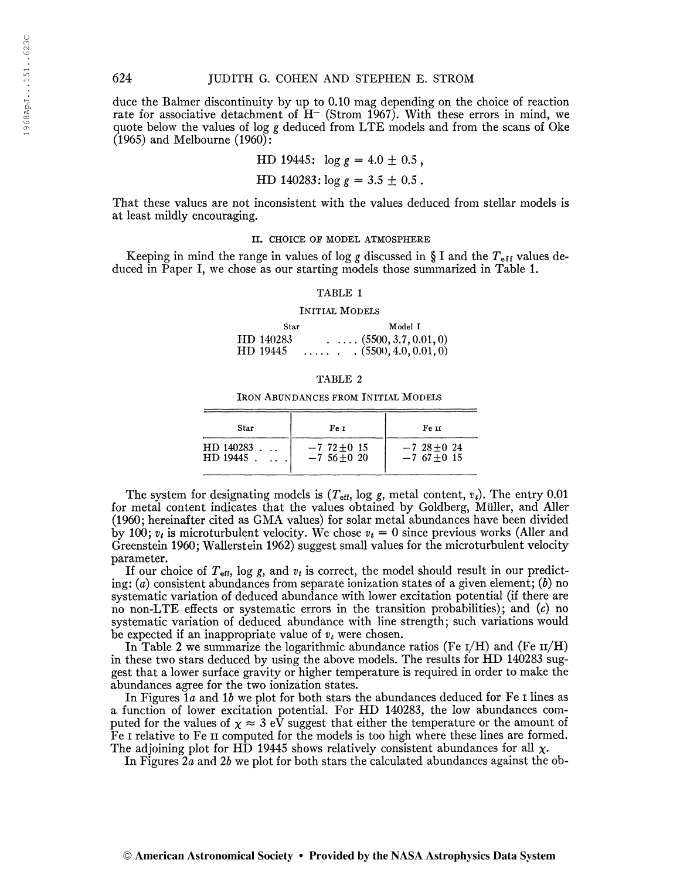duce the Balmer discontinuity by up to 0.10 mag depending on the choice of reaction rate for associative detachment of $H^-$ (Strom 1967). With these errors in mind, we quote below the values of log $g$ deduced from LTE models and from the scans of Oke (1965) and Melbourne (1960):

$$\text{HD 19445: } \log g = 4.0 \pm 0.5\,,$$

$$\text{HD 140283: } \log g = 3.5 \pm 0.5\,.$$

That these values are not inconsistent with the values deduced from stellar models is at least mildly encouraging.

## II. CHOICE OF MODEL ATMOSPHERE

Keeping in mind the range in values of log $g$ discussed in § I and the $T_{\text{eff}}$ values deduced in Paper I, we chose as our starting models those summarized in Table 1.

TABLE 1

INITIAL MODELS

| Star | Model I |
|---|---|
| HD 140283 | (5500, 3.7, 0.01, 0) |
| HD 19445 | (5500, 4.0, 0.01, 0) |

TABLE 2

IRON ABUNDANCES FROM INITIAL MODELS

| Star | Fe I | Fe II |
|---|---|---|
| HD 140283 | $-7.72 \pm 0.15$ | $-7.28 \pm 0.24$ |
| HD 19445 | $-7.56 \pm 0.20$ | $-7.67 \pm 0.15$ |

The system for designating models is ($T_{\text{eff}}$, log $g$, metal content, $v_t$). The entry 0.01 for metal content indicates that the values obtained by Goldberg, Müller, and Aller (1960; hereinafter cited as GMA values) for solar metal abundances have been divided by 100; $v_t$ is microturbulent velocity. We chose $v_t = 0$ since previous works (Aller and Greenstein 1960; Wallerstein 1962) suggest small values for the microturbulent velocity parameter.

If our choice of $T_{\text{eff}}$, log $g$, and $v_t$ is correct, the model should result in our predicting: (*a*) consistent abundances from separate ionization states of a given element; (*b*) no systematic variation of deduced abundance with lower excitation potential (if there are no non-LTE effects or systematic errors in the transition probabilities); and (*c*) no systematic variation of deduced abundance with line strength; such variations would be expected if an inappropriate value of $v_t$ were chosen.

In Table 2 we summarize the logarithmic abundance ratios (Fe I/H) and (Fe II/H) in these two stars deduced by using the above models. The results for HD 140283 suggest that a lower surface gravity or higher temperature is required in order to make the abundances agree for the two ionization states.

In Figures 1*a* and 1*b* we plot for both stars the abundances deduced for Fe I lines as a function of lower excitation potential. For HD 140283, the low abundances computed for the values of $\chi \approx 3$ eV suggest that either the temperature or the amount of Fe I relative to Fe II computed for the models is too high where these lines are formed. The adjoining plot for HD 19445 shows relatively consistent abundances for all $\chi$.

In Figures 2*a* and 2*b* we plot for both stars the calculated abundances against the ob-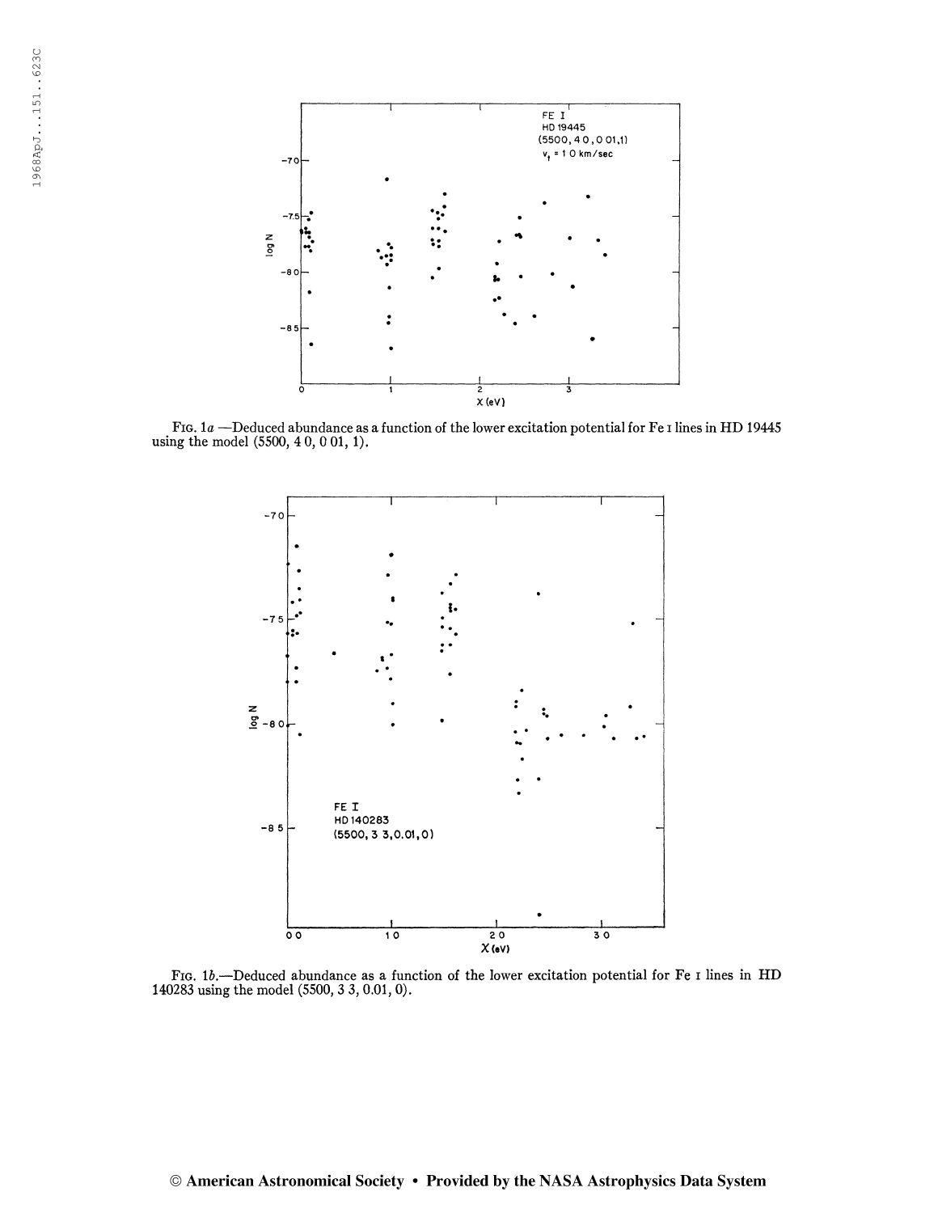FIG. 1*a*.—Deduced abundance as a function of the lower excitation potential for Fe I lines in HD 19445 using the model (5500, 4.0, 0.01, 1).

FIG. 1*b*.—Deduced abundance as a function of the lower excitation potential for Fe I lines in HD 140283 using the model (5500, 3.3, 0.01, 0).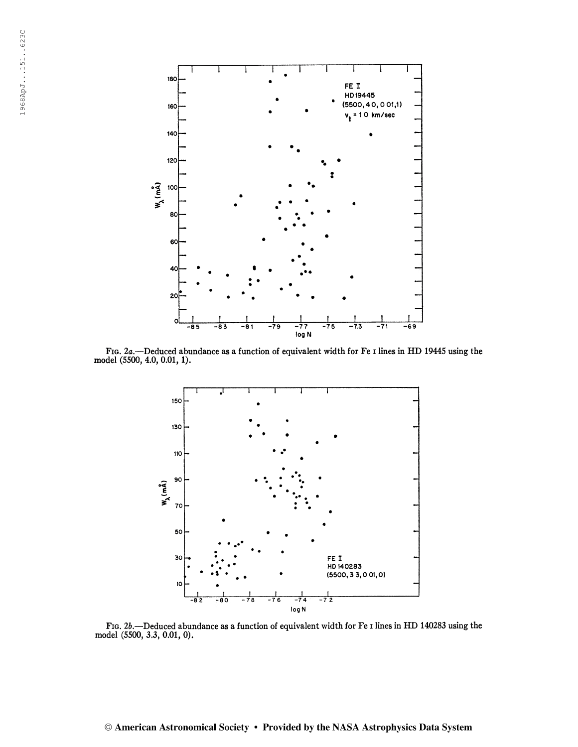FIG. 2a.—Deduced abundance as a function of equivalent width for Fe I lines in HD 19445 using the model (5500, 4.0, 0.01, 1).

FIG. 2b.—Deduced abundance as a function of equivalent width for Fe I lines in HD 140283 using the model (5500, 3.3, 0.01, 0).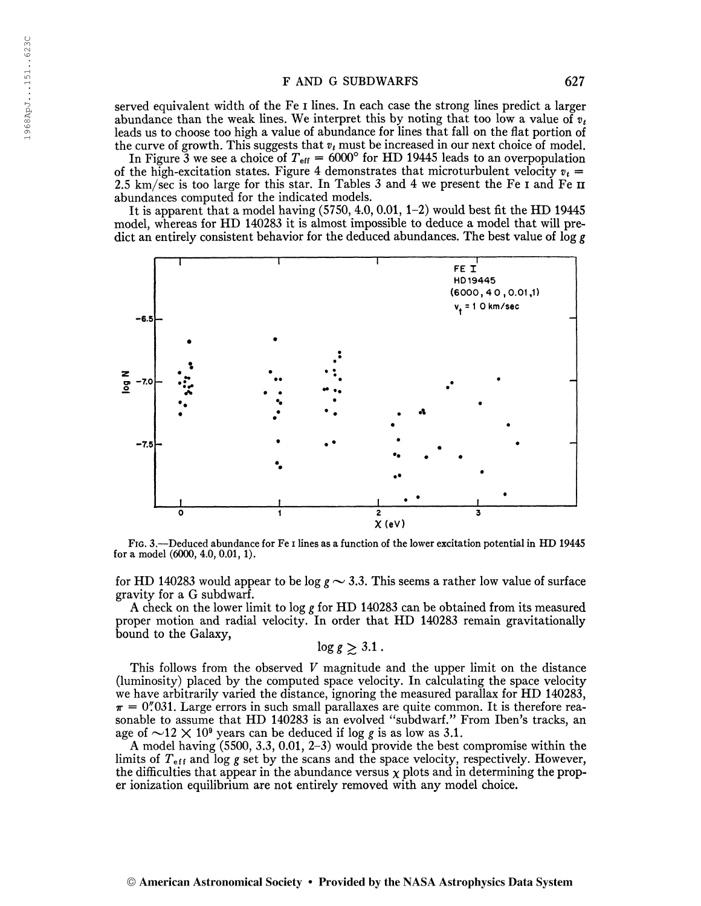served equivalent width of the Fe I lines. In each case the strong lines predict a larger abundance than the weak lines. We interpret this by noting that too low a value of $v_t$ leads us to choose too high a value of abundance for lines that fall on the flat portion of the curve of growth. This suggests that $v_t$ must be increased in our next choice of model.

In Figure 3 we see a choice of $T_{\text{eff}} = 6000°$ for HD 19445 leads to an overpopulation of the high-excitation states. Figure 4 demonstrates that microturbulent velocity $v_t = 2.5$ km/sec is too large for this star. In Tables 3 and 4 we present the Fe I and Fe II abundances computed for the indicated models.

It is apparent that a model having (5750, 4.0, 0.01, 1–2) would best fit the HD 19445 model, whereas for HD 140283 it is almost impossible to deduce a model that will predict an entirely consistent behavior for the deduced abundances. The best value of log $g$ for HD 140283 would appear to be log $g \sim 3.3$. This seems a rather low value of surface gravity for a G subdwarf.

FIG. 3.—Deduced abundance for Fe I lines as a function of the lower excitation potential in HD 19445 for a model (6000, 4.0, 0.01, 1).

A check on the lower limit to log $g$ for HD 140283 can be obtained from its measured proper motion and radial velocity. In order that HD 140283 remain gravitationally bound to the Galaxy,

$$\log g \gtrsim 3.1 .$$

This follows from the observed $V$ magnitude and the upper limit on the distance (luminosity) placed by the computed space velocity. In calculating the space velocity we have arbitrarily varied the distance, ignoring the measured parallax for HD 140283, $\pi = 0\overset{''}{.}031$. Large errors in such small parallaxes are quite common. It is therefore reasonable to assume that HD 140283 is an evolved "subdwarf." From Iben's tracks, an age of $\sim 12 \times 10^9$ years can be deduced if log $g$ is as low as 3.1.

A model having (5500, 3.3, 0.01, 2–3) would provide the best compromise within the limits of $T_{\text{eff}}$ and log $g$ set by the scans and the space velocity, respectively. However, the difficulties that appear in the abundance versus $\chi$ plots and in determining the proper ionization equilibrium are not entirely removed with any model choice.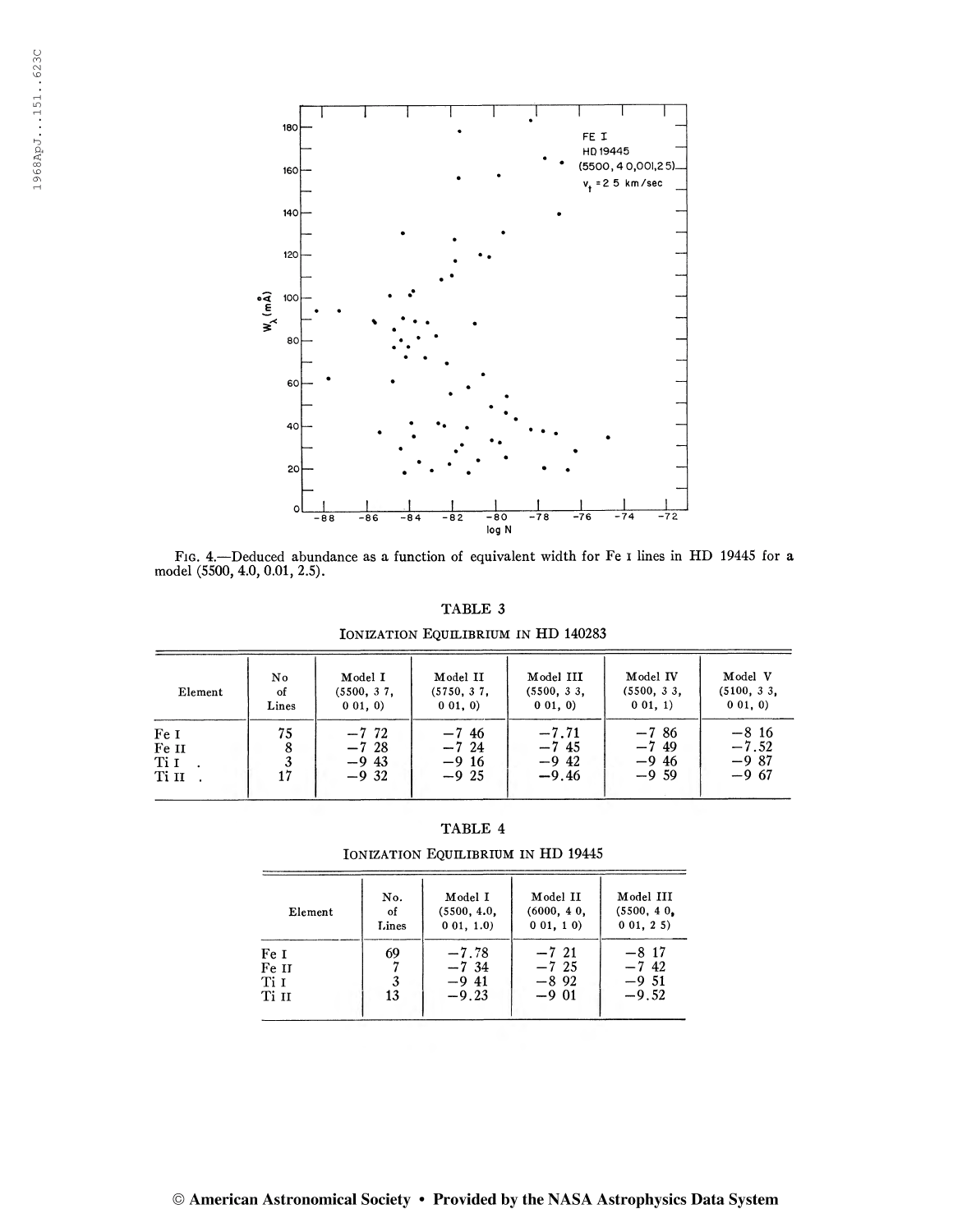FIG. 4.—Deduced abundance as a function of equivalent width for Fe I lines in HD 19445 for a model (5500, 4.0, 0.01, 2.5).

TABLE 3

IONIZATION EQUILIBRIUM IN HD 140283

| Element | No of Lines | Model I (5500, 3 7, 0 01, 0) | Model II (5750, 3 7, 0 01, 0) | Model III (5500, 3 3, 0 01, 0) | Model IV (5500, 3 3, 0 01, 1) | Model V (5100, 3 3, 0 01, 0) |
|---|---|---|---|---|---|---|
| Fe I | 75 | −7 72 | −7 46 | −7.71 | −7 86 | −8 16 |
| Fe II | 8 | −7 28 | −7 24 | −7 45 | −7 49 | −7.52 |
| Ti I | 3 | −9 43 | −9 16 | −9 42 | −9 46 | −9 87 |
| Ti II | 17 | −9 32 | −9 25 | −9.46 | −9 59 | −9 67 |

TABLE 4

IONIZATION EQUILIBRIUM IN HD 19445

| Element | No. of Lines | Model I (5500, 4.0, 0 01, 1.0) | Model II (6000, 4 0, 0 01, 1 0) | Model III (5500, 4 0, 0 01, 2 5) |
|---|---|---|---|---|
| Fe I | 69 | −7.78 | −7 21 | −8 17 |
| Fe II | 7 | −7 34 | −7 25 | −7 42 |
| Ti I | 3 | −9 41 | −8 92 | −9 51 |
| Ti II | 13 | −9.23 | −9 01 | −9.52 |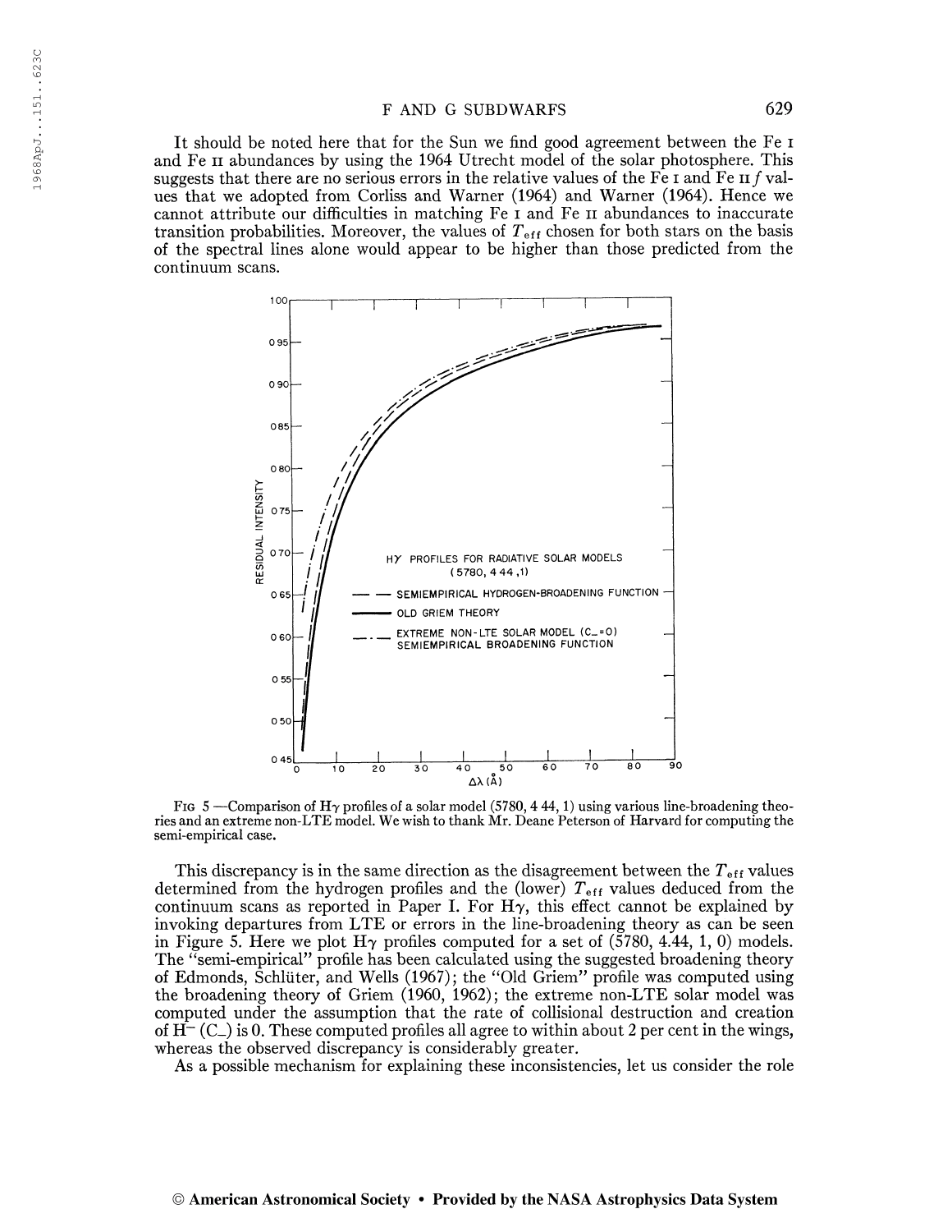It should be noted here that for the Sun we find good agreement between the Fe I and Fe II abundances by using the 1964 Utrecht model of the solar photosphere. This suggests that there are no serious errors in the relative values of the Fe I and Fe II $f$ values that we adopted from Corliss and Warner (1964) and Warner (1964). Hence we cannot attribute our difficulties in matching Fe I and Fe II abundances to inaccurate transition probabilities. Moreover, the values of $T_{\mathrm{eff}}$ chosen for both stars on the basis of the spectral lines alone would appear to be higher than those predicted from the continuum scans.

FIG 5 —Comparison of Hγ profiles of a solar model (5780, 4 44, 1) using various line-broadening theories and an extreme non-LTE model. We wish to thank Mr. Deane Peterson of Harvard for computing the semi-empirical case.

This discrepancy is in the same direction as the disagreement between the $T_{\mathrm{eff}}$ values determined from the hydrogen profiles and the (lower) $T_{\mathrm{eff}}$ values deduced from the continuum scans as reported in Paper I. For Hγ, this effect cannot be explained by invoking departures from LTE or errors in the line-broadening theory as can be seen in Figure 5. Here we plot Hγ profiles computed for a set of (5780, 4.44, 1, 0) models. The "semi-empirical" profile has been calculated using the suggested broadening theory of Edmonds, Schlüter, and Wells (1967); the "Old Griem" profile was computed using the broadening theory of Griem (1960, 1962); the extreme non-LTE solar model was computed under the assumption that the rate of collisional destruction and creation of $\mathrm{H}^-$ ($C_-$) is 0. These computed profiles all agree to within about 2 per cent in the wings, whereas the observed discrepancy is considerably greater.

As a possible mechanism for explaining these inconsistencies, let us consider the role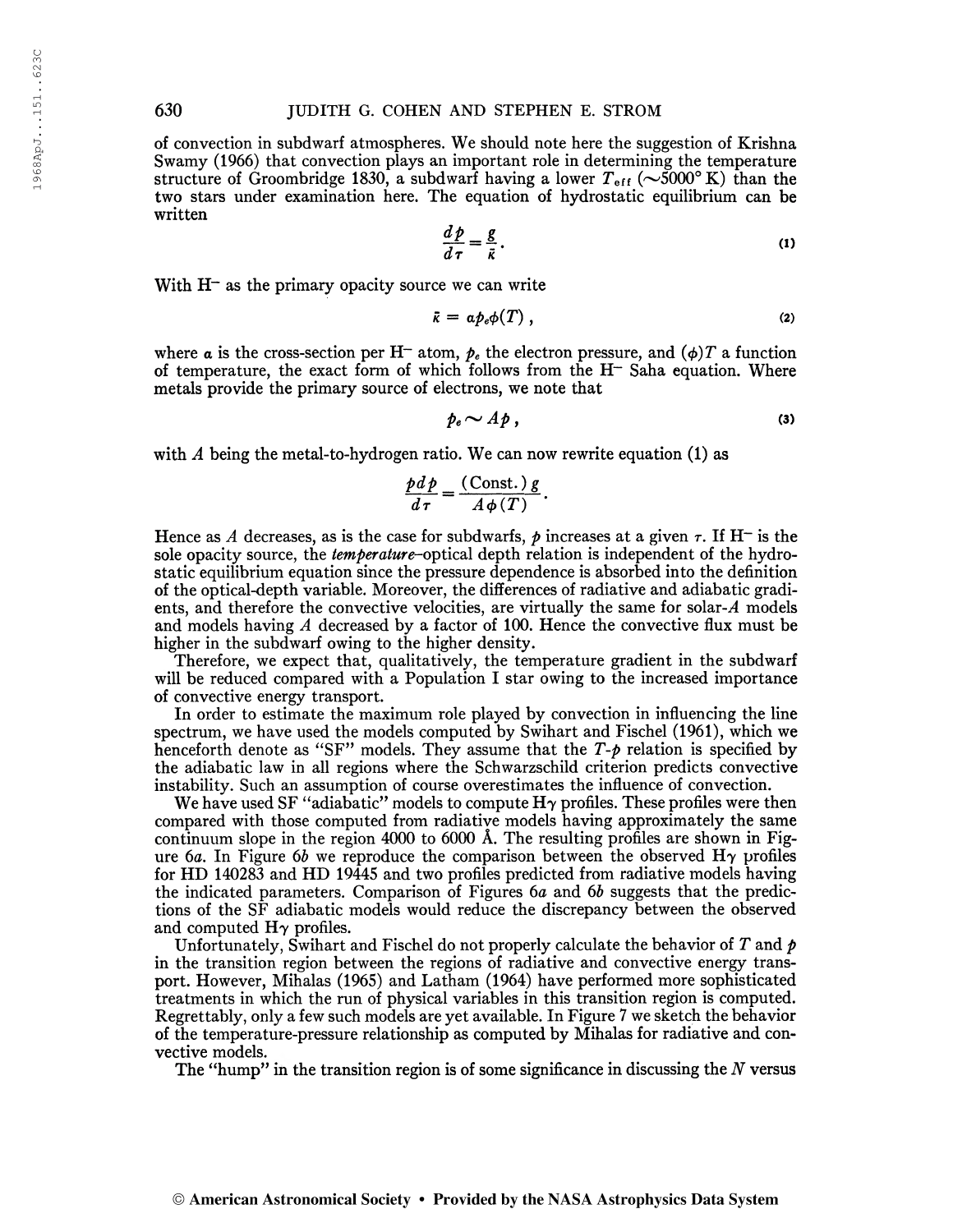of convection in subdwarf atmospheres. We should note here the suggestion of Krishna Swamy (1966) that convection plays an important role in determining the temperature structure of Groombridge 1830, a subdwarf having a lower $T_{\text{eff}}$ ($\sim$5000° K) than the two stars under examination here. The equation of hydrostatic equilibrium can be written

$$\frac{dp}{d\tau} = \frac{g}{\bar{\kappa}}. \tag{1}$$

With $H^-$ as the primary opacity source we can write

$$\bar{\kappa} = \alpha p_e \phi(T), \tag{2}$$

where $\alpha$ is the cross-section per $H^-$ atom, $p_e$ the electron pressure, and $(\phi)T$ a function of temperature, the exact form of which follows from the $H^-$ Saha equation. Where metals provide the primary source of electrons, we note that

$$p_e \sim Ap, \tag{3}$$

with $A$ being the metal-to-hydrogen ratio. We can now rewrite equation (1) as

$$\frac{pdp}{d\tau} = \frac{(\text{Const.})\, g}{A\phi(T)}.$$

Hence as $A$ decreases, as is the case for subdwarfs, $p$ increases at a given $\tau$. If $H^-$ is the sole opacity source, the *temperature*–optical depth relation is independent of the hydrostatic equilibrium equation since the pressure dependence is absorbed into the definition of the optical-depth variable. Moreover, the differences of radiative and adiabatic gradients, and therefore the convective velocities, are virtually the same for solar-$A$ models and models having $A$ decreased by a factor of 100. Hence the convective flux must be higher in the subdwarf owing to the higher density.

Therefore, we expect that, qualitatively, the temperature gradient in the subdwarf will be reduced compared with a Population I star owing to the increased importance of convective energy transport.

In order to estimate the maximum role played by convection in influencing the line spectrum, we have used the models computed by Swihart and Fischel (1961), which we henceforth denote as "SF" models. They assume that the $T$-$p$ relation is specified by the adiabatic law in all regions where the Schwarzschild criterion predicts convective instability. Such an assumption of course overestimates the influence of convection.

We have used SF "adiabatic" models to compute H$\gamma$ profiles. These profiles were then compared with those computed from radiative models having approximately the same continuum slope in the region 4000 to 6000 Å. The resulting profiles are shown in Figure 6*a*. In Figure 6*b* we reproduce the comparison between the observed H$\gamma$ profiles for HD 140283 and HD 19445 and two profiles predicted from radiative models having the indicated parameters. Comparison of Figures 6*a* and 6*b* suggests that the predictions of the SF adiabatic models would reduce the discrepancy between the observed and computed H$\gamma$ profiles.

Unfortunately, Swihart and Fischel do not properly calculate the behavior of $T$ and $p$ in the transition region between the regions of radiative and convective energy transport. However, Mihalas (1965) and Latham (1964) have performed more sophisticated treatments in which the run of physical variables in this transition region is computed. Regrettably, only a few such models are yet available. In Figure 7 we sketch the behavior of the temperature-pressure relationship as computed by Mihalas for radiative and convective models.

The "hump" in the transition region is of some significance in discussing the $N$ versus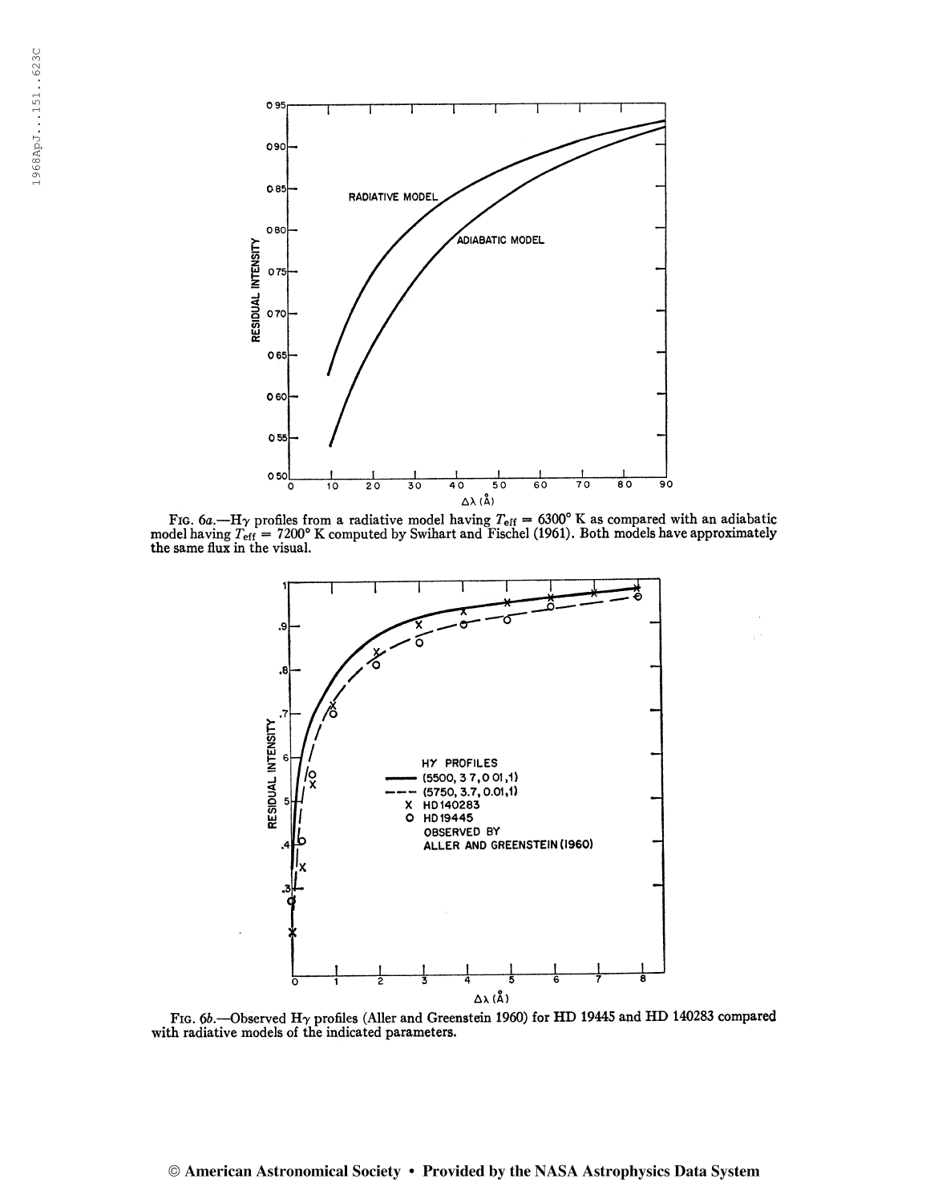FIG. 6*a*.—Hγ profiles from a radiative model having $T_{eff} = 6300°$ K as compared with an adiabatic model having $T_{eff} = 7200°$ K computed by Swihart and Fischel (1961). Both models have approximately the same flux in the visual.

FIG. 6*b*.—Observed Hγ profiles (Aller and Greenstein 1960) for HD 19445 and HD 140283 compared with radiative models of the indicated parameters.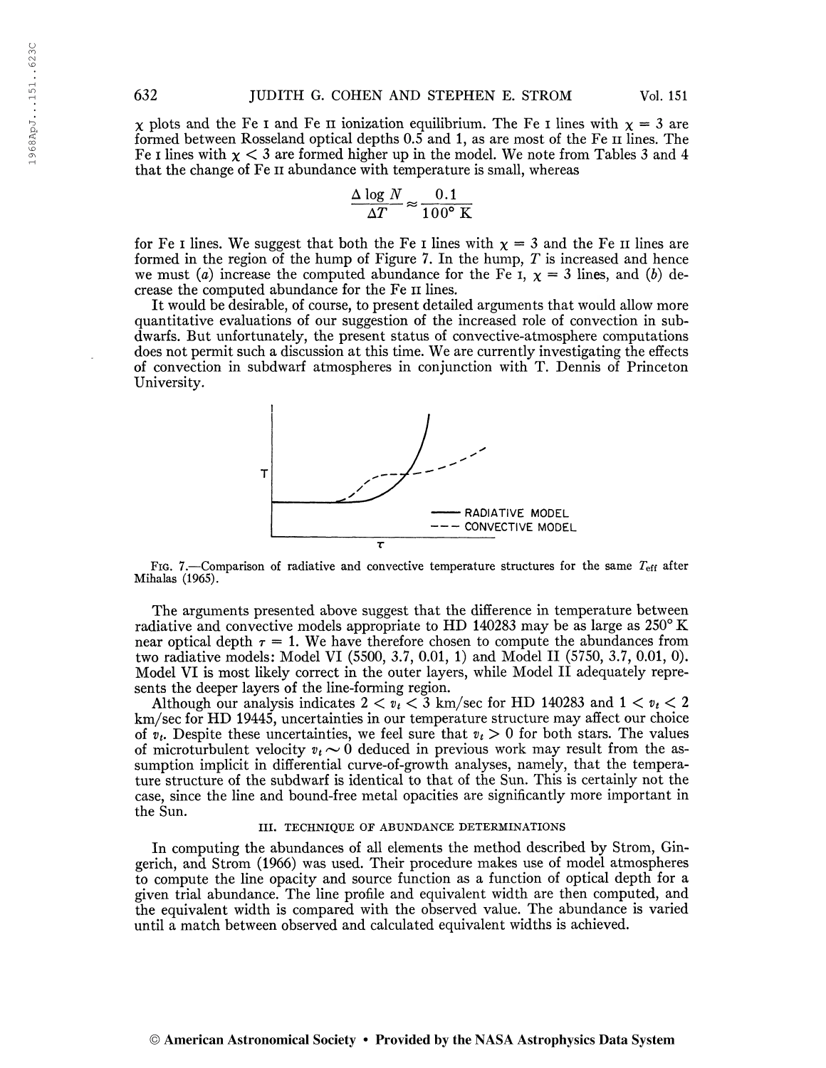$\chi$ plots and the Fe I and Fe II ionization equilibrium. The Fe I lines with $\chi = 3$ are formed between Rosseland optical depths 0.5 and 1, as are most of the Fe II lines. The Fe I lines with $\chi < 3$ are formed higher up in the model. We note from Tables 3 and 4 that the change of Fe II abundance with temperature is small, whereas

$$\frac{\Delta \log N}{\Delta T} \approx \frac{0.1}{100^\circ \mathrm{K}}$$

for Fe I lines. We suggest that both the Fe I lines with $\chi = 3$ and the Fe II lines are formed in the region of the hump of Figure 7. In the hump, $T$ is increased and hence we must (*a*) increase the computed abundance for the Fe I, $\chi = 3$ lines, and (*b*) decrease the computed abundance for the Fe II lines.

It would be desirable, of course, to present detailed arguments that would allow more quantitative evaluations of our suggestion of the increased role of convection in subdwarfs. But unfortunately, the present status of convective-atmosphere computations does not permit such a discussion at this time. We are currently investigating the effects of convection in subdwarf atmospheres in conjunction with T. Dennis of Princeton University.

FIG. 7.—Comparison of radiative and convective temperature structures for the same $T_{\mathrm{eff}}$ after Mihalas (1965).

The arguments presented above suggest that the difference in temperature between radiative and convective models appropriate to HD 140283 may be as large as 250° K near optical depth $\tau = 1$. We have therefore chosen to compute the abundances from two radiative models: Model VI (5500, 3.7, 0.01, 1) and Model II (5750, 3.7, 0.01, 0). Model VI is most likely correct in the outer layers, while Model II adequately represents the deeper layers of the line-forming region.

Although our analysis indicates $2 < v_t < 3$ km/sec for HD 140283 and $1 < v_t < 2$ km/sec for HD 19445, uncertainties in our temperature structure may affect our choice of $v_t$. Despite these uncertainties, we feel sure that $v_t > 0$ for both stars. The values of microturbulent velocity $v_t \sim 0$ deduced in previous work may result from the assumption implicit in differential curve-of-growth analyses, namely, that the temperature structure of the subdwarf is identical to that of the Sun. This is certainly not the case, since the line and bound-free metal opacities are significantly more important in the Sun.

### III. TECHNIQUE OF ABUNDANCE DETERMINATIONS

In computing the abundances of all elements the method described by Strom, Gingerich, and Strom (1966) was used. Their procedure makes use of model atmospheres to compute the line opacity and source function as a function of optical depth for a given trial abundance. The line profile and equivalent width are then computed, and the equivalent width is compared with the observed value. The abundance is varied until a match between observed and calculated equivalent widths is achieved.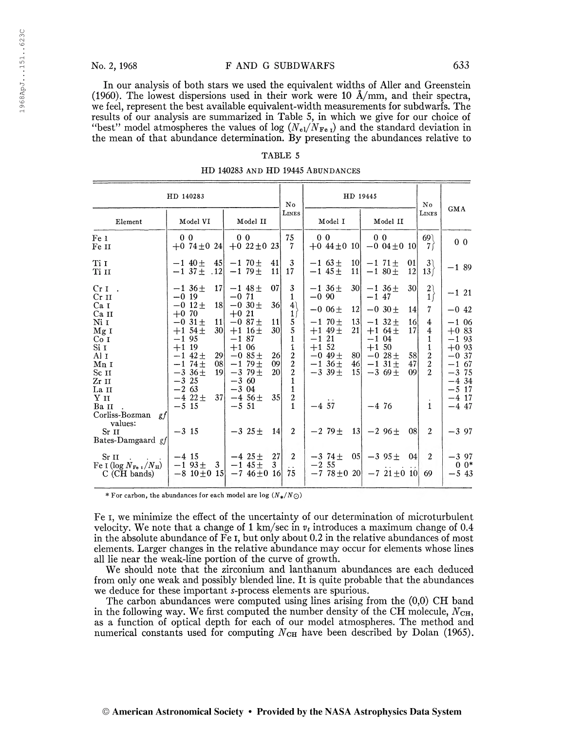In our analysis of both stars we used the equivalent widths of Aller and Greenstein (1960). The lowest dispersions used in their work were 10 Å/mm, and their spectra, we feel, represent the best available equivalent-width measurements for subdwarfs. The results of our analysis are summarized in Table 5, in which we give for our choice of "best" model atmospheres the values of log $(N_{el}/N_{Fe\,I})$ and the standard deviation in the mean of that abundance determination. By presenting the abundances relative to Fe I, we minimize the effect of the uncertainty of our determination of microturbulent velocity. We note that a change of 1 km/sec in $v_t$ introduces a maximum change of 0.4 in the absolute abundance of Fe I, but only about 0.2 in the relative abundances of most elements. Larger changes in the relative abundance may occur for elements whose lines all lie near the weak-line portion of the curve of growth.

TABLE 5

HD 140283 AND HD 19445 ABUNDANCES

| Element | HD 140283 Model VI | HD 140283 Model II | No Lines | HD 19445 Model I | HD 19445 Model II | No Lines | GMA |
|---|---|---|---|---|---|---|---|
| Fe I | 0 0 | 0 0 | 75 | 0 0 | 0 0 | 69 | 0 0 |
| Fe II | +0 74±0 24 | +0 22±0 23 | 7 | +0 44±0 10 | −0 04±0 10 | 7 | |
| Ti I | −1 40± 45 | −1 70± 41 | 3 | −1 63± 10 | −1 71± 01 | 3 | −1 89 |
| Ti II | −1 37± .12 | −1 79± 11 | 17 | −1 45± 11 | −1 80± 12 | 13 | |
| Cr I | −1 36± 17 | −1 48± 07 | 3 | −1 36± 30 | −1 36± 30 | 2 | −1 21 |
| Cr II | −0 19 | −0 71 | 1 | −0 90 | −1 47 | 1 | |
| Ca I | −0 12± 18 | −0 30± 36 | 4 | −0 06± 12 | −0 30± 14 | 7 | −0 42 |
| Ca II | +0 70 | +0 21 | 1 | | | | |
| Ni I | −0 31± 11 | −0 87± 11 | 5 | −1 70± 13 | −1 32± 16 | 4 | −1 06 |
| Mg I | +1 54± 30 | +1 16± 30 | 5 | +1 49± 21 | +1 64± 17 | 4 | +0 83 |
| Co I | −1 95 | −1 87 | 1 | −1 21 | −1 04 | 1 | −1 93 |
| Si I | +1 19 | +1 06 | 1 | +1 52 | +1 50 | 1 | +0 93 |
| Al I | −1 42± 29 | −0 85± 26 | 2 | −0 49± 80 | −0 28± 58 | 2 | −0 37 |
| Mn I | −1 74± 08 | −1 79± 09 | 2 | −1 36± 46 | −1 31± 47 | 2 | −1 67 |
| Sc II | −3 36± 19 | −3 79± 20 | 2 | −3 39± 15 | −3 69± 09 | 2 | −3 75 |
| Zr II | −3 25 | −3 60 | 1 | | | | −4 34 |
| La II | −2 63 | −3 04 | 1 | | | | −5 17 |
| Y II | −4 22± 37 | −4 56± 35 | 2 | . . | | . | −4 17 |
| Ba II | −5 15 | −5 51 | 1 | −4 57 | −4 76 | 1 | −4 47 |
| Corliss-Bozman *gf* values: | | | | | | | |
| Sr II | −3 15 | −3 25± 14 | 2 | −2 79± 13 | −2 96± 08 | 2 | −3 97 |
| Bates-Damgaard *gf* | | | | | | | |
| Sr II | −4 15 | −4 25± 27 | 2 | −3 74± 05 | −3 95± 04 | 2 | −3 97 |
| Fe I (log $N_{Fe\,I}/N_H$) | −1 93± 3 | −1 45± 3 | . . | −2 55 | . . . . . | | 0 0* |
| C (CH bands) | −8 10±0 15 | −7 46±0 16 | 75 | −7 78±0 20 | −7 21±0 10 | 69 | −5 43 |

\* For carbon, the abundances for each model are log $(N_*/N_\odot)$

We should note that the zirconium and lanthanum abundances are each deduced from only one weak and possibly blended line. It is quite probable that the abundances we deduce for these important *s*-process elements are spurious.

The carbon abundances were computed using lines arising from the (0,0) CH band in the following way. We first computed the number density of the CH molecule, $N_{CH}$, as a function of optical depth for each of our model atmospheres. The method and numerical constants used for computing $N_{CH}$ have been described by Dolan (1965).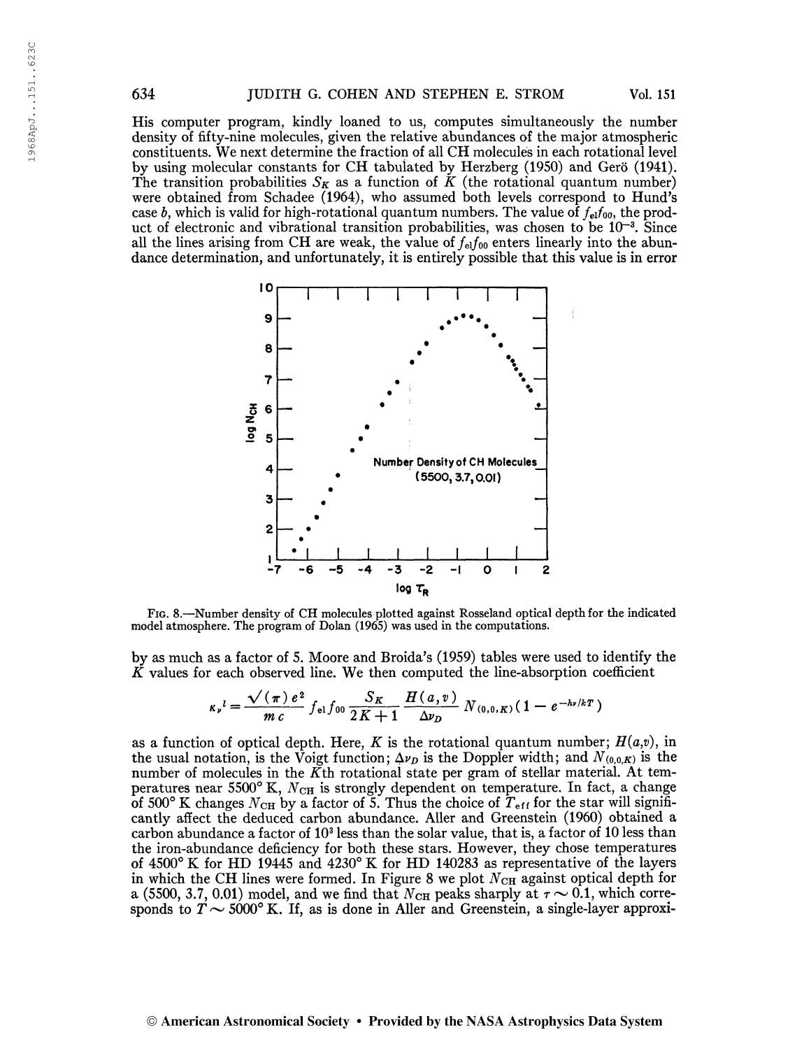His computer program, kindly loaned to us, computes simultaneously the number density of fifty-nine molecules, given the relative abundances of the major atmospheric constituents. We next determine the fraction of all CH molecules in each rotational level by using molecular constants for CH tabulated by Herzberg (1950) and Gerö (1941). The transition probabilities $S_K$ as a function of $K$ (the rotational quantum number) were obtained from Schadee (1964), who assumed both levels correspond to Hund's case *b*, which is valid for high-rotational quantum numbers. The value of $f_{el}f_{00}$, the product of electronic and vibrational transition probabilities, was chosen to be $10^{-3}$. Since all the lines arising from CH are weak, the value of $f_{el}f_{00}$ enters linearly into the abundance determination, and unfortunately, it is entirely possible that this value is in error

FIG. 8.—Number density of CH molecules plotted against Rosseland optical depth for the indicated model atmosphere. The program of Dolan (1965) was used in the computations.

by as much as a factor of 5. Moore and Broida's (1959) tables were used to identify the $K$ values for each observed line. We then computed the line-absorption coefficient

$$\kappa_\nu{}^l = \frac{\sqrt{(\pi)}\, e^2}{m\, c} f_{el} f_{00} \frac{S_K}{2K+1} \frac{H(a,v)}{\Delta\nu_D} N_{(0,0,K)} (1 - e^{-h\nu/kT})$$

as a function of optical depth. Here, $K$ is the rotational quantum number; $H(a,v)$, in the usual notation, is the Voigt function; $\Delta\nu_D$ is the Doppler width; and $N_{(0,0,K)}$ is the number of molecules in the $K$th rotational state per gram of stellar material. At temperatures near 5500° K, $N_{CH}$ is strongly dependent on temperature. In fact, a change of 500° K changes $N_{CH}$ by a factor of 5. Thus the choice of $T_{eff}$ for the star will significantly affect the deduced carbon abundance. Aller and Greenstein (1960) obtained a carbon abundance a factor of $10^3$ less than the solar value, that is, a factor of 10 less than the iron-abundance deficiency for both these stars. However, they chose temperatures of 4500° K for HD 19445 and 4230° K for HD 140283 as representative of the layers in which the CH lines were formed. In Figure 8 we plot $N_{CH}$ against optical depth for a (5500, 3.7, 0.01) model, and we find that $N_{CH}$ peaks sharply at $\tau \sim 0.1$, which corresponds to $T \sim 5000°$ K. If, as is done in Aller and Greenstein, a single-layer approxi-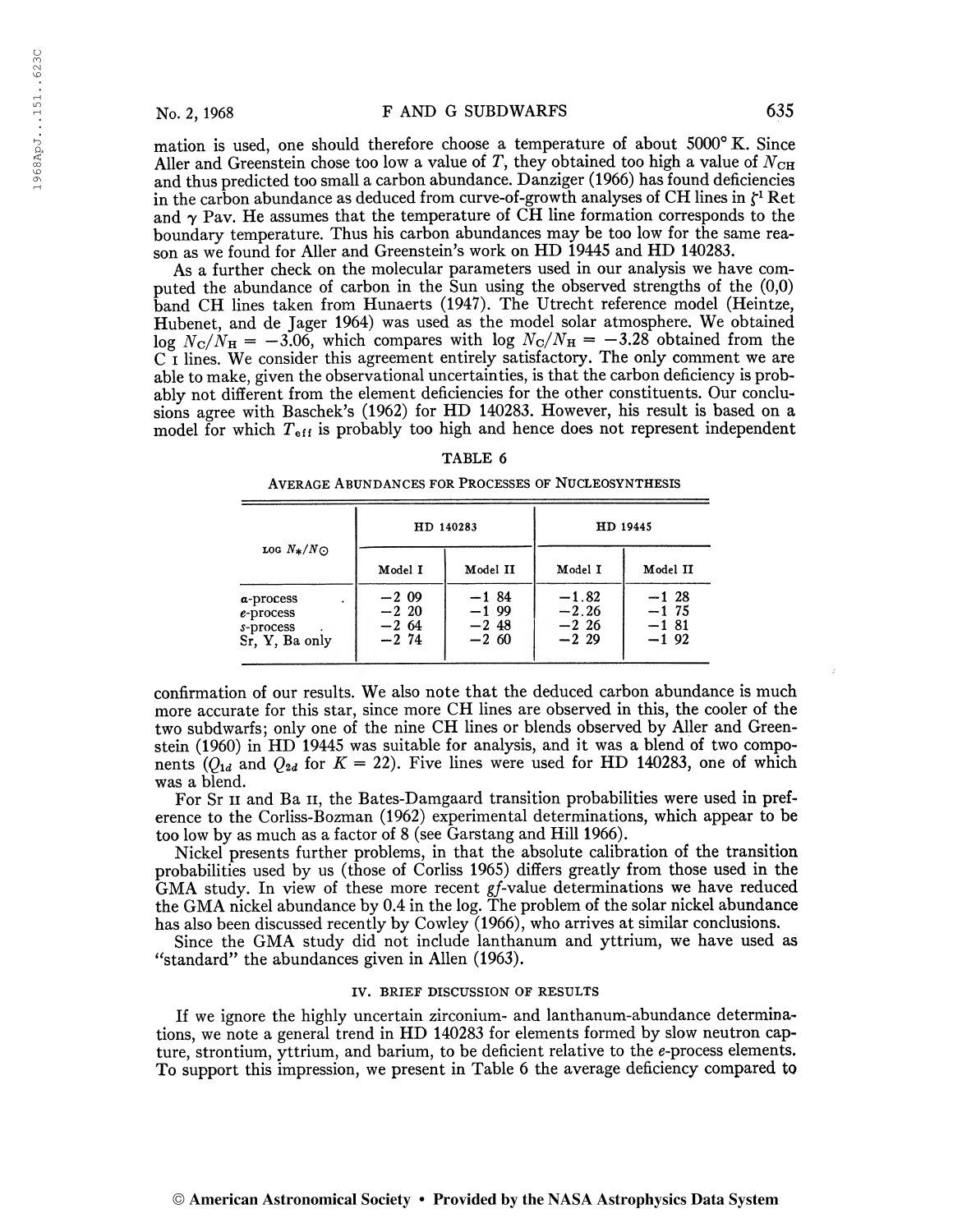mation is used, one should therefore choose a temperature of about 5000° K. Since Aller and Greenstein chose too low a value of $T$, they obtained too high a value of $N_{CH}$ and thus predicted too small a carbon abundance. Danziger (1966) has found deficiencies in the carbon abundance as deduced from curve-of-growth analyses of CH lines in $\zeta^1$ Ret and $\gamma$ Pav. He assumes that the temperature of CH line formation corresponds to the boundary temperature. Thus his carbon abundances may be too low for the same reason as we found for Aller and Greenstein's work on HD 19445 and HD 140283.

As a further check on the molecular parameters used in our analysis we have computed the abundance of carbon in the Sun using the observed strengths of the (0,0) band CH lines taken from Hunaerts (1947). The Utrecht reference model (Heintze, Hubenet, and de Jager 1964) was used as the model solar atmosphere. We obtained $\log N_C/N_H = -3.06$, which compares with $\log N_C/N_H = -3.28$ obtained from the C I lines. We consider this agreement entirely satisfactory. The only comment we are able to make, given the observational uncertainties, is that the carbon deficiency is probably not different from the element deficiencies for the other constituents. Our conclusions agree with Baschek's (1962) for HD 140283. However, his result is based on a model for which $T_{eff}$ is probably too high and hence does not represent independent confirmation of our results. We also note that the deduced carbon abundance is much more accurate for this star, since more CH lines are observed in this, the cooler of the two subdwarfs; only one of the nine CH lines or blends observed by Aller and Greenstein (1960) in HD 19445 was suitable for analysis, and it was a blend of two components ($Q_{1d}$ and $Q_{2d}$ for $K = 22$). Five lines were used for HD 140283, one of which was a blend.

TABLE 6

AVERAGE ABUNDANCES FOR PROCESSES OF NUCLEOSYNTHESIS

| $\log N_*/N_\odot$ | HD 140283 | | HD 19445 | |
|---|---|---|---|---|
| | Model I | Model II | Model I | Model II |
| α-process | −2.09 | −1.84 | −1.82 | −1.28 |
| e-process | −2.20 | −1.99 | −2.26 | −1.75 |
| s-process | −2.64 | −2.48 | −2.26 | −1.81 |
| Sr, Y, Ba only | −2.74 | −2.60 | −2.29 | −1.92 |

For Sr II and Ba II, the Bates-Damgaard transition probabilities were used in preference to the Corliss-Bozman (1962) experimental determinations, which appear to be too low by as much as a factor of 8 (see Garstang and Hill 1966).

Nickel presents further problems, in that the absolute calibration of the transition probabilities used by us (those of Corliss 1965) differs greatly from those used in the GMA study. In view of these more recent $gf$-value determinations we have reduced the GMA nickel abundance by 0.4 in the log. The problem of the solar nickel abundance has also been discussed recently by Cowley (1966), who arrives at similar conclusions.

Since the GMA study did not include lanthanum and yttrium, we have used as "standard" the abundances given in Allen (1963).

## IV. BRIEF DISCUSSION OF RESULTS

If we ignore the highly uncertain zirconium- and lanthanum-abundance determinations, we note a general trend in HD 140283 for elements formed by slow neutron capture, strontium, yttrium, and barium, to be deficient relative to the $e$-process elements. To support this impression, we present in Table 6 the average deficiency compared to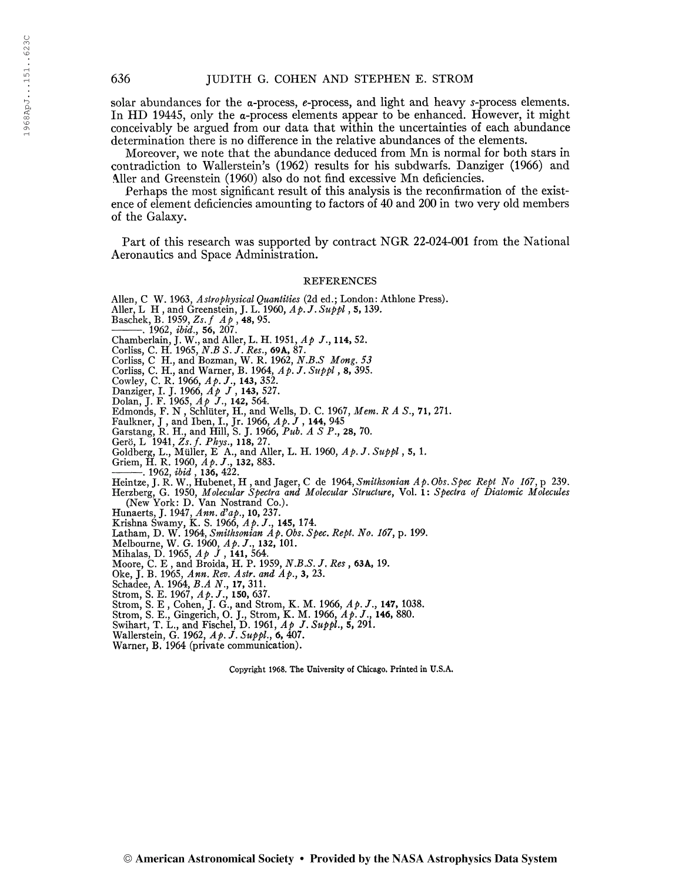solar abundances for the $\alpha$-process, $e$-process, and light and heavy $s$-process elements. In HD 19445, only the $\alpha$-process elements appear to be enhanced. However, it might conceivably be argued from our data that within the uncertainties of each abundance determination there is no difference in the relative abundances of the elements.

Moreover, we note that the abundance deduced from Mn is normal for both stars in contradiction to Wallerstein's (1962) results for his subdwarfs. Danziger (1966) and Aller and Greenstein (1960) also do not find excessive Mn deficiencies.

Perhaps the most significant result of this analysis is the reconfirmation of the existence of element deficiencies amounting to factors of 40 and 200 in two very old members of the Galaxy.

Part of this research was supported by contract NGR 22-024-001 from the National Aeronautics and Space Administration.

## REFERENCES

Allen, C W. 1963, *Astrophysical Quantities* (2d ed.; London: Athlone Press).
Aller, L H , and Greenstein, J. L. 1960, *Ap. J. Suppl* , **5**, 139.
Baschek, B. 1959, *Zs. f Ap* , **48**, 95.
———. 1962, *ibid.*, **56**, 207.
Chamberlain, J. W., and Aller, L. H. 1951, *Ap J.*, **114**, 52.
Corliss, C. H. 1965, *N.B S. J. Res.*, **69A**, 87.
Corliss, C H., and Bozman, W. R. 1962, *N.B.S Mong. 53*
Corliss, C. H., and Warner, B. 1964, *Ap. J. Suppl* , **8**, 395.
Cowley, C. R. 1966, *Ap. J.*, **143**, 352.
Danziger, I. J. 1966, *Ap J* , **143**, 527.
Dolan, J. F. 1965, *Ap J.*, **142**, 564.
Edmonds, F. N , Schlüter, H., and Wells, D. C. 1967, *Mem. R A S.*, **71**, 271.
Faulkner, J , and Iben, I., Jr. 1966, *Ap. J* , **144**, 945
Garstang, R. H., and Hill, S. J. 1966, *Pub. A S P.*, **28**, 70.
Gerö, L 1941, *Zs. f. Phys.*, **118**, 27.
Goldberg, L., Müller, E A., and Aller, L. H. 1960, *Ap. J. Suppl* , **5**, 1.
Griem, H. R. 1960, *Ap. J.*, **132**, 883.
———. 1962, *ibid* , **136**, 422.
Heintze, J. R. W., Hubenet, H , and Jager, C de 1964, *Smithsonian Ap. Obs. Spec Rept No 167*, p 239.
Herzberg, G. 1950, *Molecular Spectra and Molecular Structure*, Vol. **1**: *Spectra of Diatomic Molecules* (New York: D. Van Nostrand Co.).
Hunaerts, J. 1947, *Ann. d'ap.*, **10**, 237.
Krishna Swamy, K. S. 1966, *Ap. J.*, **145**, 174.
Latham, D. W. 1964, *Smithsonian Ap. Obs. Spec. Rept. No. 167*, p. 199.
Melbourne, W. G. 1960, *Ap. J.*, **132**, 101.
Mihalas, D. 1965, *Ap J* , **141**, 564.
Moore, C. E , and Broida, H. P. 1959, *N.B.S. J. Res* , **63A**, 19.
Oke, J. B. 1965, *Ann. Rev. Astr. and Ap.*, **3**, 23.
Schadee, A. 1964, *B.A N.*, **17**, 311.
Strom, S. E. 1967, *Ap. J.*, **150**, 637.
Strom, S. E , Cohen, J. G., and Strom, K. M. 1966, *Ap. J.*, **147**, 1038.
Strom, S. E., Gingerich, O. J., Strom, K. M. 1966, *Ap. J.*, **146**, 880.
Swihart, T. L., and Fischel, D. 1961, *Ap J. Suppl.*, **5**, 291.
Wallerstein, G. 1962, *Ap. J. Suppl.*, **6**, 407.
Warner, B. 1964 (private communication).

Copyright 1968. The University of Chicago. Printed in U.S.A.